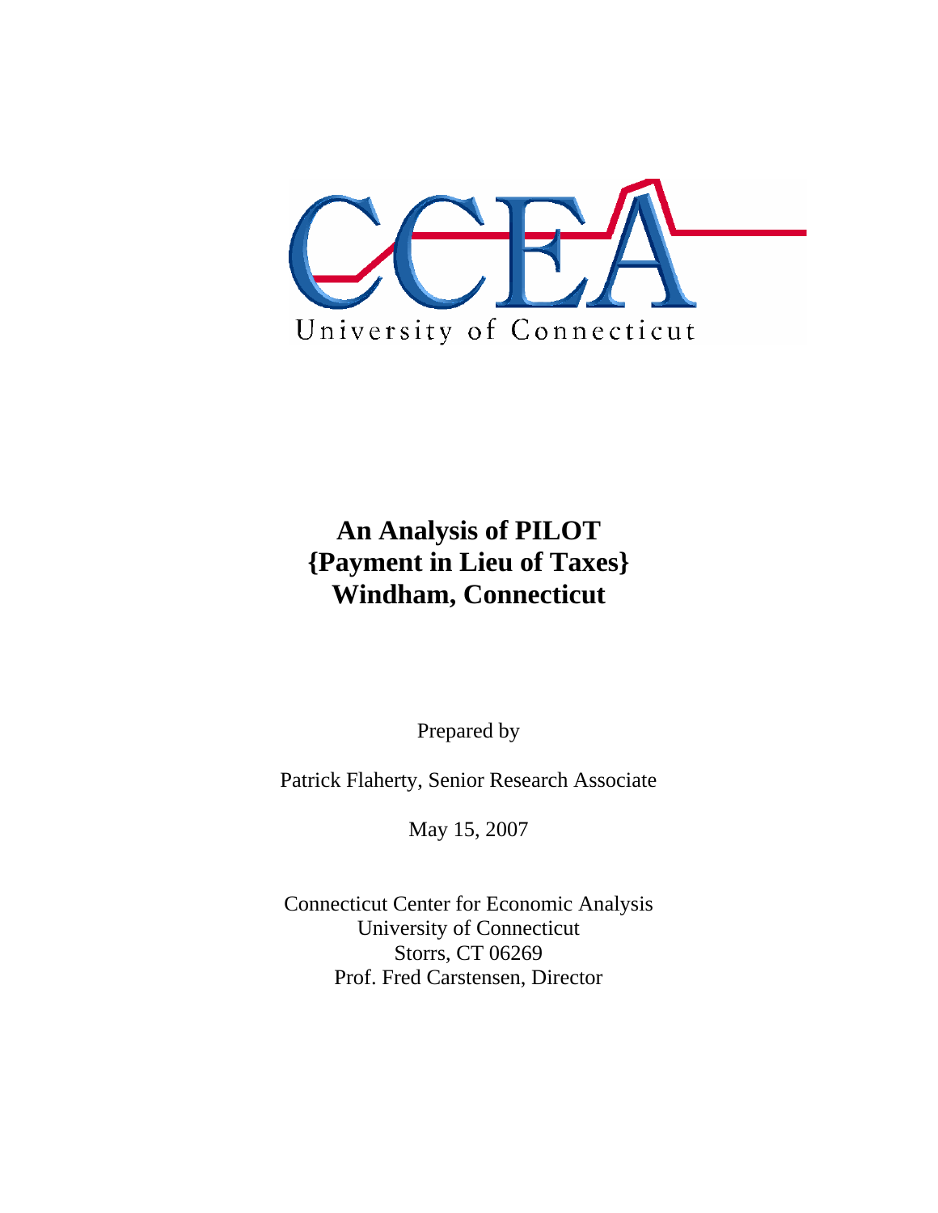CCEA

University of Connecticut

# An Analysis of PILOT {Payment in Lieu of Taxes} Windham, Connecticut

Prepared by

Patrick Flaherty, Senior Research Associate

May 15, 2007

Connecticut Center for Economic Analysis
University of Connecticut
Storrs, CT 06269
Prof. Fred Carstensen, Director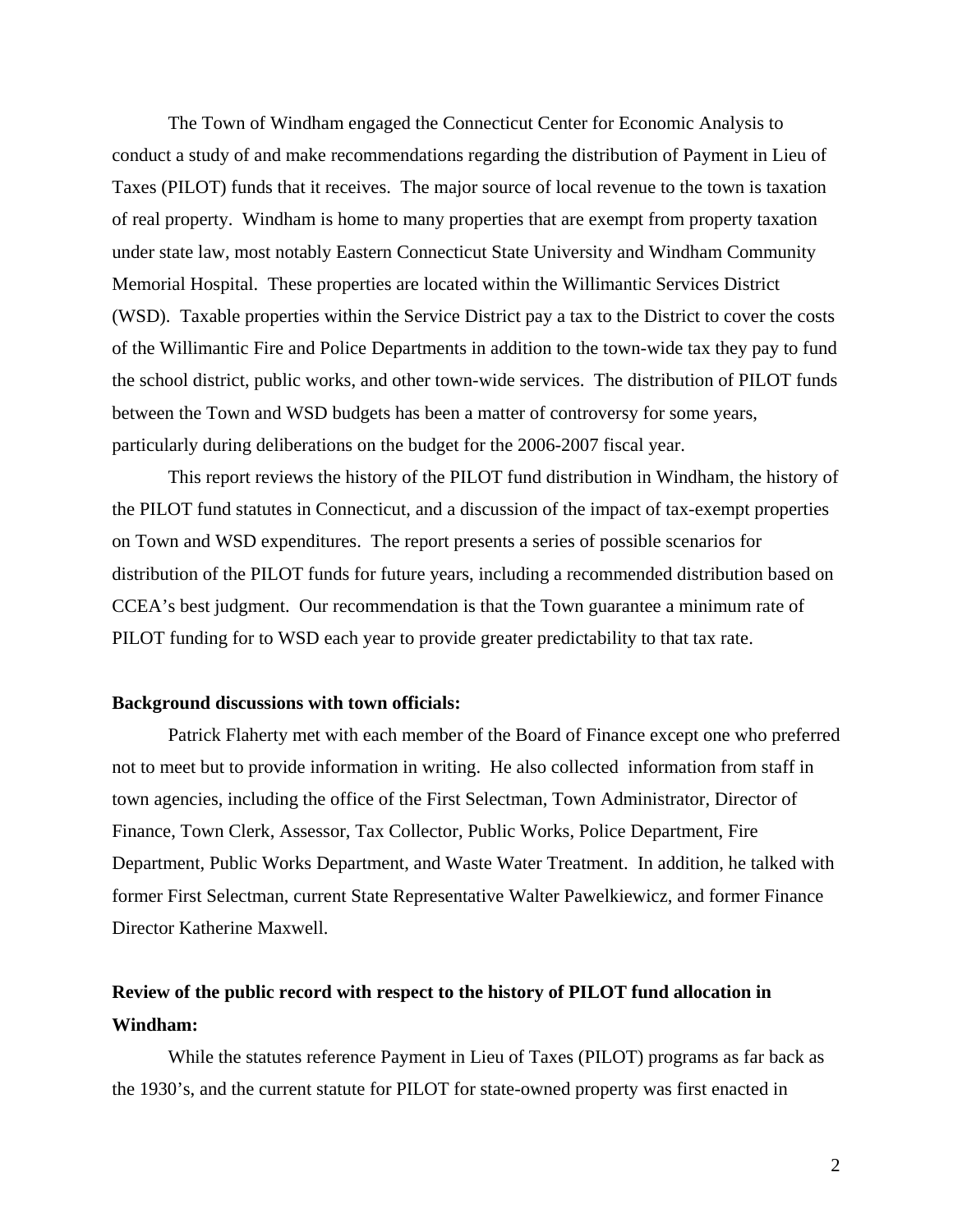The Town of Windham engaged the Connecticut Center for Economic Analysis to conduct a study of and make recommendations regarding the distribution of Payment in Lieu of Taxes (PILOT) funds that it receives. The major source of local revenue to the town is taxation of real property. Windham is home to many properties that are exempt from property taxation under state law, most notably Eastern Connecticut State University and Windham Community Memorial Hospital. These properties are located within the Willimantic Services District (WSD). Taxable properties within the Service District pay a tax to the District to cover the costs of the Willimantic Fire and Police Departments in addition to the town-wide tax they pay to fund the school district, public works, and other town-wide services. The distribution of PILOT funds between the Town and WSD budgets has been a matter of controversy for some years, particularly during deliberations on the budget for the 2006-2007 fiscal year.

This report reviews the history of the PILOT fund distribution in Windham, the history of the PILOT fund statutes in Connecticut, and a discussion of the impact of tax-exempt properties on Town and WSD expenditures. The report presents a series of possible scenarios for distribution of the PILOT funds for future years, including a recommended distribution based on CCEA's best judgment. Our recommendation is that the Town guarantee a minimum rate of PILOT funding for to WSD each year to provide greater predictability to that tax rate.

**Background discussions with town officials:**

Patrick Flaherty met with each member of the Board of Finance except one who preferred not to meet but to provide information in writing. He also collected information from staff in town agencies, including the office of the First Selectman, Town Administrator, Director of Finance, Town Clerk, Assessor, Tax Collector, Public Works, Police Department, Fire Department, Public Works Department, and Waste Water Treatment. In addition, he talked with former First Selectman, current State Representative Walter Pawelkiewicz, and former Finance Director Katherine Maxwell.

**Review of the public record with respect to the history of PILOT fund allocation in Windham:**

While the statutes reference Payment in Lieu of Taxes (PILOT) programs as far back as the 1930's, and the current statute for PILOT for state-owned property was first enacted in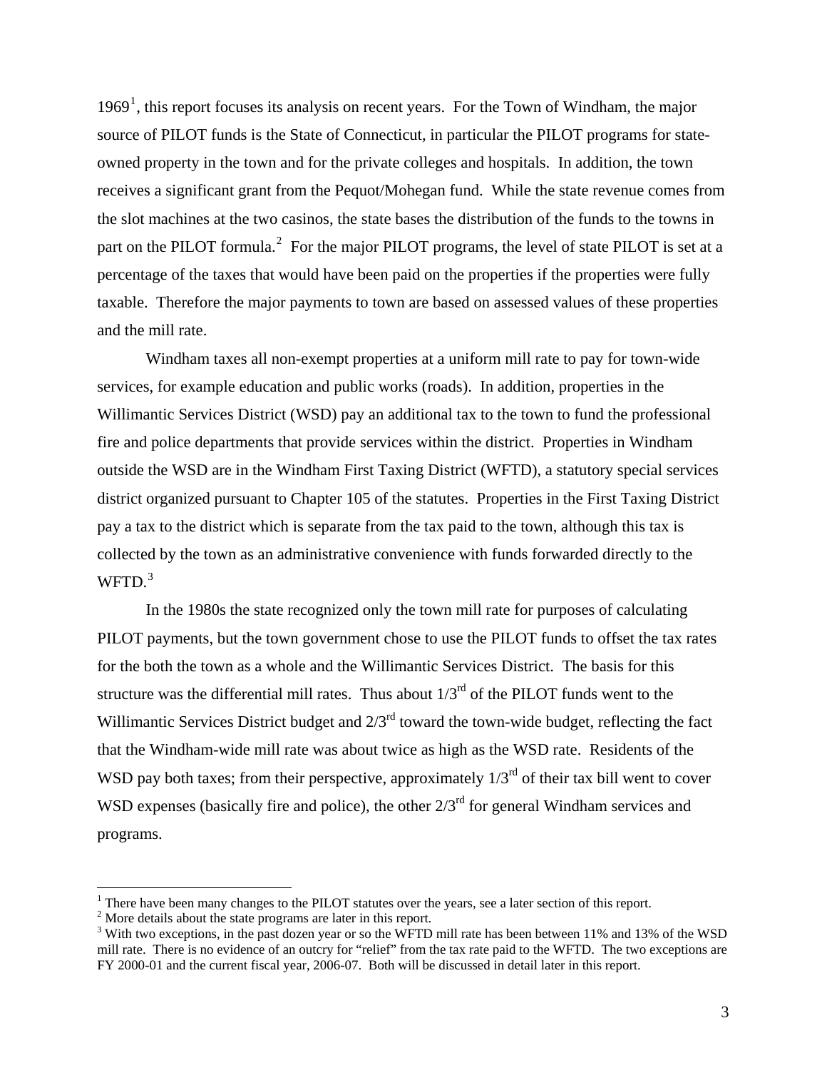1969[1], this report focuses its analysis on recent years. For the Town of Windham, the major source of PILOT funds is the State of Connecticut, in particular the PILOT programs for state-owned property in the town and for the private colleges and hospitals. In addition, the town receives a significant grant from the Pequot/Mohegan fund. While the state revenue comes from the slot machines at the two casinos, the state bases the distribution of the funds to the towns in part on the PILOT formula.[2] For the major PILOT programs, the level of state PILOT is set at a percentage of the taxes that would have been paid on the properties if the properties were fully taxable. Therefore the major payments to town are based on assessed values of these properties and the mill rate.

Windham taxes all non-exempt properties at a uniform mill rate to pay for town-wide services, for example education and public works (roads). In addition, properties in the Willimantic Services District (WSD) pay an additional tax to the town to fund the professional fire and police departments that provide services within the district. Properties in Windham outside the WSD are in the Windham First Taxing District (WFTD), a statutory special services district organized pursuant to Chapter 105 of the statutes. Properties in the First Taxing District pay a tax to the district which is separate from the tax paid to the town, although this tax is collected by the town as an administrative convenience with funds forwarded directly to the WFTD.[3]

In the 1980s the state recognized only the town mill rate for purposes of calculating PILOT payments, but the town government chose to use the PILOT funds to offset the tax rates for the both the town as a whole and the Willimantic Services District. The basis for this structure was the differential mill rates. Thus about 1/3rd of the PILOT funds went to the Willimantic Services District budget and 2/3rd toward the town-wide budget, reflecting the fact that the Windham-wide mill rate was about twice as high as the WSD rate. Residents of the WSD pay both taxes; from their perspective, approximately 1/3rd of their tax bill went to cover WSD expenses (basically fire and police), the other 2/3rd for general Windham services and programs.

---

[1] There have been many changes to the PILOT statutes over the years, see a later section of this report.

[2] More details about the state programs are later in this report.

[3] With two exceptions, in the past dozen year or so the WFTD mill rate has been between 11% and 13% of the WSD mill rate. There is no evidence of an outcry for "relief" from the tax rate paid to the WFTD. The two exceptions are FY 2000-01 and the current fiscal year, 2006-07. Both will be discussed in detail later in this report.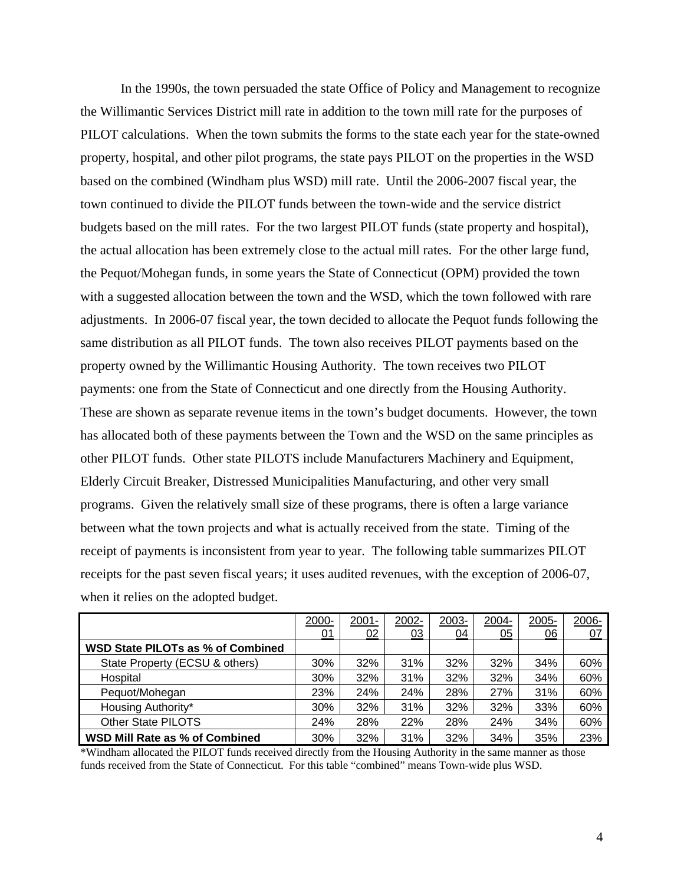In the 1990s, the town persuaded the state Office of Policy and Management to recognize the Willimantic Services District mill rate in addition to the town mill rate for the purposes of PILOT calculations. When the town submits the forms to the state each year for the state-owned property, hospital, and other pilot programs, the state pays PILOT on the properties in the WSD based on the combined (Windham plus WSD) mill rate. Until the 2006-2007 fiscal year, the town continued to divide the PILOT funds between the town-wide and the service district budgets based on the mill rates. For the two largest PILOT funds (state property and hospital), the actual allocation has been extremely close to the actual mill rates. For the other large fund, the Pequot/Mohegan funds, in some years the State of Connecticut (OPM) provided the town with a suggested allocation between the town and the WSD, which the town followed with rare adjustments. In 2006-07 fiscal year, the town decided to allocate the Pequot funds following the same distribution as all PILOT funds. The town also receives PILOT payments based on the property owned by the Willimantic Housing Authority. The town receives two PILOT payments: one from the State of Connecticut and one directly from the Housing Authority. These are shown as separate revenue items in the town's budget documents. However, the town has allocated both of these payments between the Town and the WSD on the same principles as other PILOT funds. Other state PILOTS include Manufacturers Machinery and Equipment, Elderly Circuit Breaker, Distressed Municipalities Manufacturing, and other very small programs. Given the relatively small size of these programs, there is often a large variance between what the town projects and what is actually received from the state. Timing of the receipt of payments is inconsistent from year to year. The following table summarizes PILOT receipts for the past seven fiscal years; it uses audited revenues, with the exception of 2006-07, when it relies on the adopted budget.

| | 2000-01 | 2001-02 | 2002-03 | 2003-04 | 2004-05 | 2005-06 | 2006-07 |
|---|---|---|---|---|---|---|---|
| **WSD State PILOTs as % of Combined** | | | | | | | |
| State Property (ECSU & others) | 30% | 32% | 31% | 32% | 32% | 34% | 60% |
| Hospital | 30% | 32% | 31% | 32% | 32% | 34% | 60% |
| Pequot/Mohegan | 23% | 24% | 24% | 28% | 27% | 31% | 60% |
| Housing Authority* | 30% | 32% | 31% | 32% | 32% | 33% | 60% |
| Other State PILOTS | 24% | 28% | 22% | 28% | 24% | 34% | 60% |
| **WSD Mill Rate as % of Combined** | 30% | 32% | 31% | 32% | 34% | 35% | 23% |

*Windham allocated the PILOT funds received directly from the Housing Authority in the same manner as those funds received from the State of Connecticut. For this table "combined" means Town-wide plus WSD.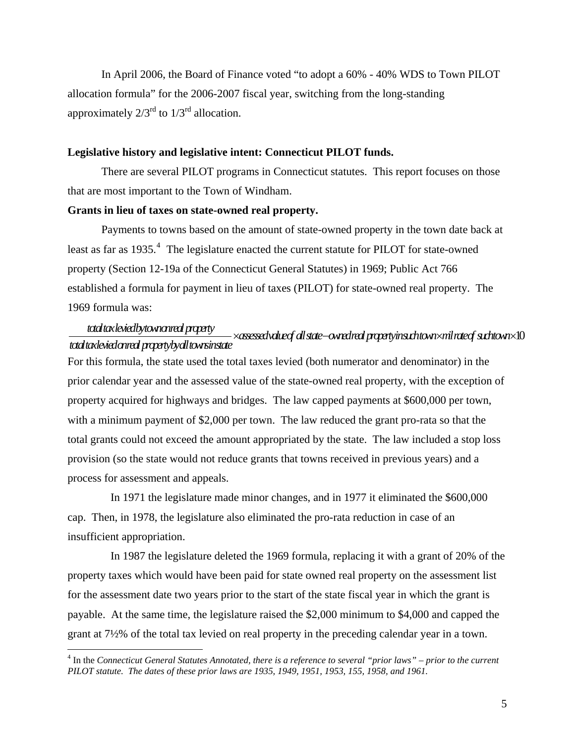In April 2006, the Board of Finance voted "to adopt a 60% - 40% WDS to Town PILOT allocation formula" for the 2006-2007 fiscal year, switching from the long-standing approximately 2/3[rd] to 1/3[rd] allocation.

**Legislative history and legislative intent: Connecticut PILOT funds.**

There are several PILOT programs in Connecticut statutes. This report focuses on those that are most important to the Town of Windham.

**Grants in lieu of taxes on state-owned real property.**

Payments to towns based on the amount of state-owned property in the town date back at least as far as 1935.[4] The legislature enacted the current statute for PILOT for state-owned property (Section 12-19a of the Connecticut General Statutes) in 1969; Public Act 766 established a formula for payment in lieu of taxes (PILOT) for state-owned real property. The 1969 formula was:

$$\frac{\text{total tax levied by town on real property}}{\text{total tax levied on real property by all towns in state}} \times \text{assessed value of all state-owned real property in such town} \times \text{mil rate of such town} \times 10$$

For this formula, the state used the total taxes levied (both numerator and denominator) in the prior calendar year and the assessed value of the state-owned real property, with the exception of property acquired for highways and bridges. The law capped payments at $600,000 per town, with a minimum payment of $2,000 per town. The law reduced the grant pro-rata so that the total grants could not exceed the amount appropriated by the state. The law included a stop loss provision (so the state would not reduce grants that towns received in previous years) and a process for assessment and appeals.

In 1971 the legislature made minor changes, and in 1977 it eliminated the $600,000 cap. Then, in 1978, the legislature also eliminated the pro-rata reduction in case of an insufficient appropriation.

In 1987 the legislature deleted the 1969 formula, replacing it with a grant of 20% of the property taxes which would have been paid for state owned real property on the assessment list for the assessment date two years prior to the start of the state fiscal year in which the grant is payable. At the same time, the legislature raised the $2,000 minimum to $4,000 and capped the grant at 7½% of the total tax levied on real property in the preceding calendar year in a town.

---

[4] In the *Connecticut General Statutes Annotated, there is a reference to several "prior laws" – prior to the current PILOT statute. The dates of these prior laws are 1935, 1949, 1951, 1953, 155, 1958, and 1961.*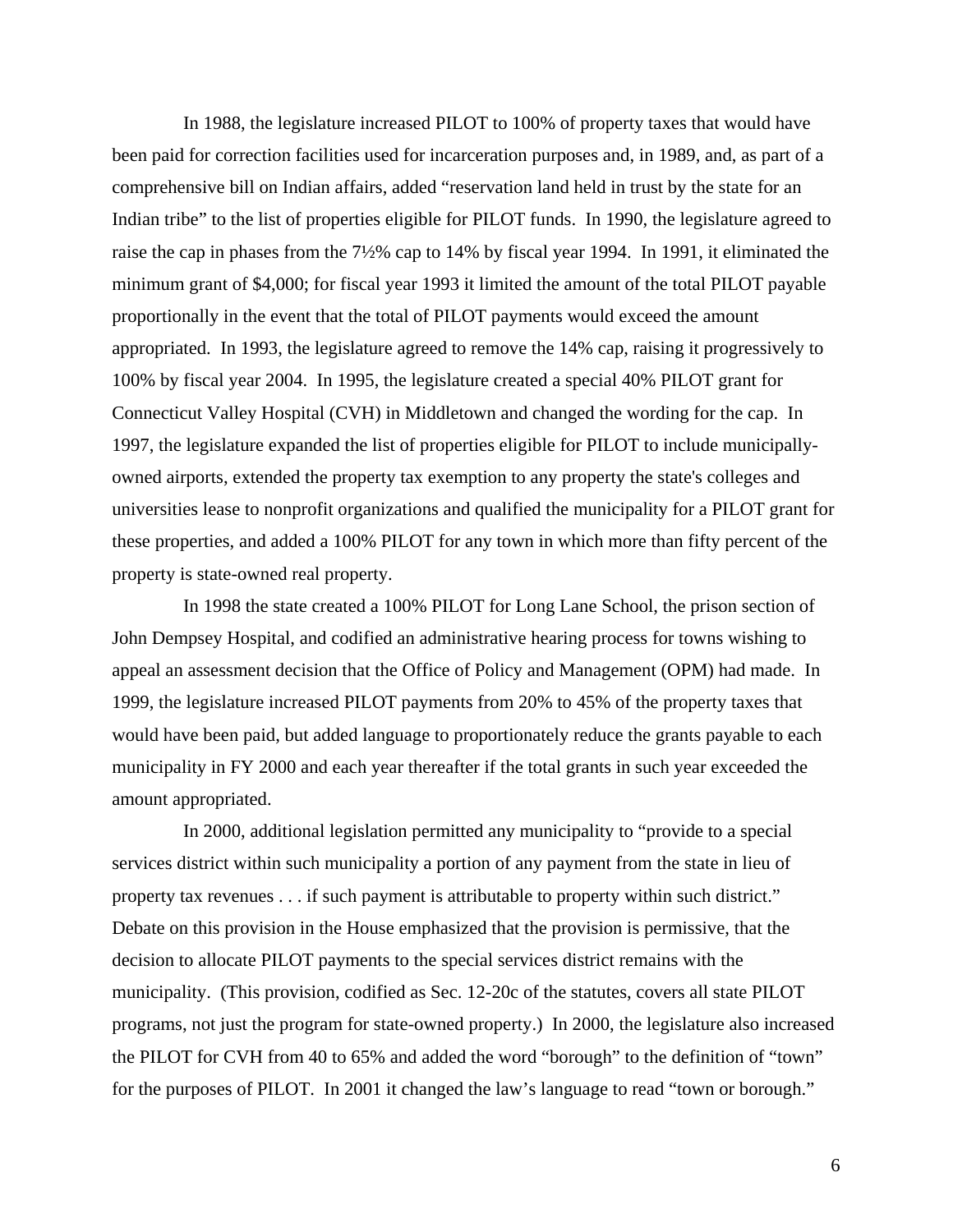In 1988, the legislature increased PILOT to 100% of property taxes that would have been paid for correction facilities used for incarceration purposes and, in 1989, and, as part of a comprehensive bill on Indian affairs, added "reservation land held in trust by the state for an Indian tribe" to the list of properties eligible for PILOT funds. In 1990, the legislature agreed to raise the cap in phases from the 7½% cap to 14% by fiscal year 1994. In 1991, it eliminated the minimum grant of $4,000; for fiscal year 1993 it limited the amount of the total PILOT payable proportionally in the event that the total of PILOT payments would exceed the amount appropriated. In 1993, the legislature agreed to remove the 14% cap, raising it progressively to 100% by fiscal year 2004. In 1995, the legislature created a special 40% PILOT grant for Connecticut Valley Hospital (CVH) in Middletown and changed the wording for the cap. In 1997, the legislature expanded the list of properties eligible for PILOT to include municipally-owned airports, extended the property tax exemption to any property the state's colleges and universities lease to nonprofit organizations and qualified the municipality for a PILOT grant for these properties, and added a 100% PILOT for any town in which more than fifty percent of the property is state-owned real property.

In 1998 the state created a 100% PILOT for Long Lane School, the prison section of John Dempsey Hospital, and codified an administrative hearing process for towns wishing to appeal an assessment decision that the Office of Policy and Management (OPM) had made. In 1999, the legislature increased PILOT payments from 20% to 45% of the property taxes that would have been paid, but added language to proportionately reduce the grants payable to each municipality in FY 2000 and each year thereafter if the total grants in such year exceeded the amount appropriated.

In 2000, additional legislation permitted any municipality to "provide to a special services district within such municipality a portion of any payment from the state in lieu of property tax revenues . . . if such payment is attributable to property within such district." Debate on this provision in the House emphasized that the provision is permissive, that the decision to allocate PILOT payments to the special services district remains with the municipality. (This provision, codified as Sec. 12-20c of the statutes, covers all state PILOT programs, not just the program for state-owned property.) In 2000, the legislature also increased the PILOT for CVH from 40 to 65% and added the word "borough" to the definition of "town" for the purposes of PILOT. In 2001 it changed the law's language to read "town or borough."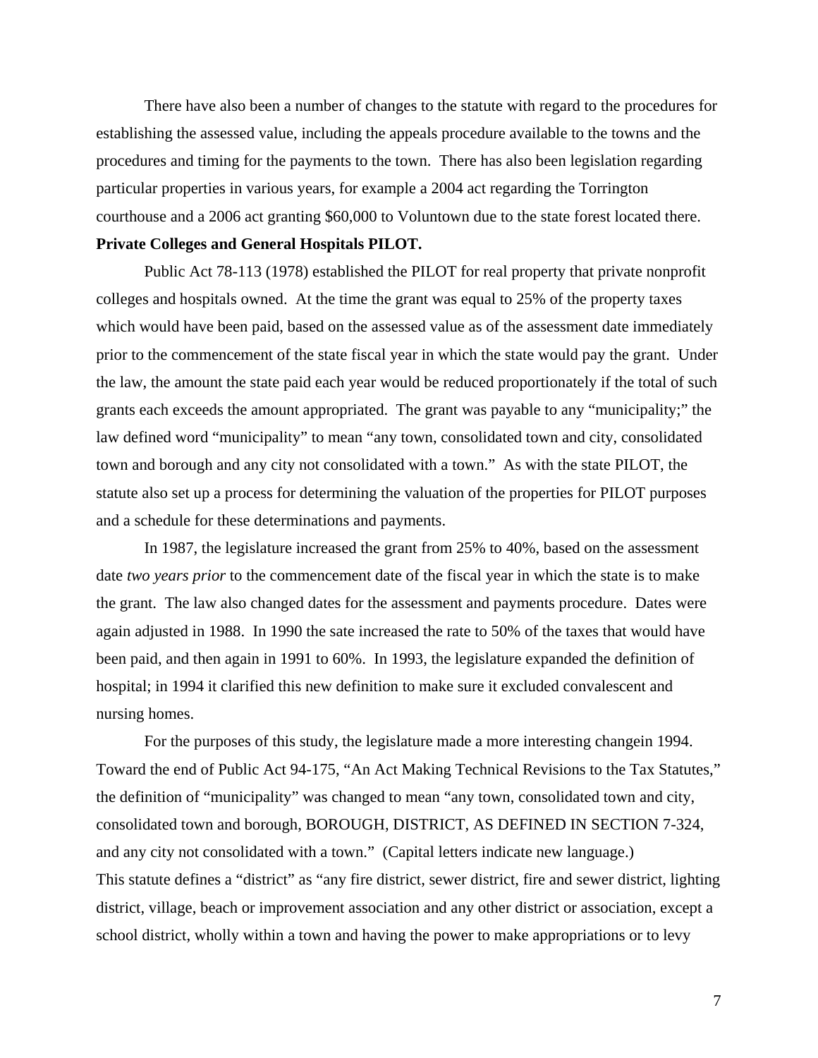There have also been a number of changes to the statute with regard to the procedures for establishing the assessed value, including the appeals procedure available to the towns and the procedures and timing for the payments to the town. There has also been legislation regarding particular properties in various years, for example a 2004 act regarding the Torrington courthouse and a 2006 act granting $60,000 to Voluntown due to the state forest located there.

**Private Colleges and General Hospitals PILOT.**

Public Act 78-113 (1978) established the PILOT for real property that private nonprofit colleges and hospitals owned. At the time the grant was equal to 25% of the property taxes which would have been paid, based on the assessed value as of the assessment date immediately prior to the commencement of the state fiscal year in which the state would pay the grant. Under the law, the amount the state paid each year would be reduced proportionately if the total of such grants each exceeds the amount appropriated. The grant was payable to any "municipality;" the law defined word "municipality" to mean "any town, consolidated town and city, consolidated town and borough and any city not consolidated with a town." As with the state PILOT, the statute also set up a process for determining the valuation of the properties for PILOT purposes and a schedule for these determinations and payments.

In 1987, the legislature increased the grant from 25% to 40%, based on the assessment date *two years prior* to the commencement date of the fiscal year in which the state is to make the grant. The law also changed dates for the assessment and payments procedure. Dates were again adjusted in 1988. In 1990 the sate increased the rate to 50% of the taxes that would have been paid, and then again in 1991 to 60%. In 1993, the legislature expanded the definition of hospital; in 1994 it clarified this new definition to make sure it excluded convalescent and nursing homes.

For the purposes of this study, the legislature made a more interesting changein 1994. Toward the end of Public Act 94-175, "An Act Making Technical Revisions to the Tax Statutes," the definition of "municipality" was changed to mean "any town, consolidated town and city, consolidated town and borough, BOROUGH, DISTRICT, AS DEFINED IN SECTION 7-324, and any city not consolidated with a town." (Capital letters indicate new language.) This statute defines a "district" as "any fire district, sewer district, fire and sewer district, lighting district, village, beach or improvement association and any other district or association, except a school district, wholly within a town and having the power to make appropriations or to levy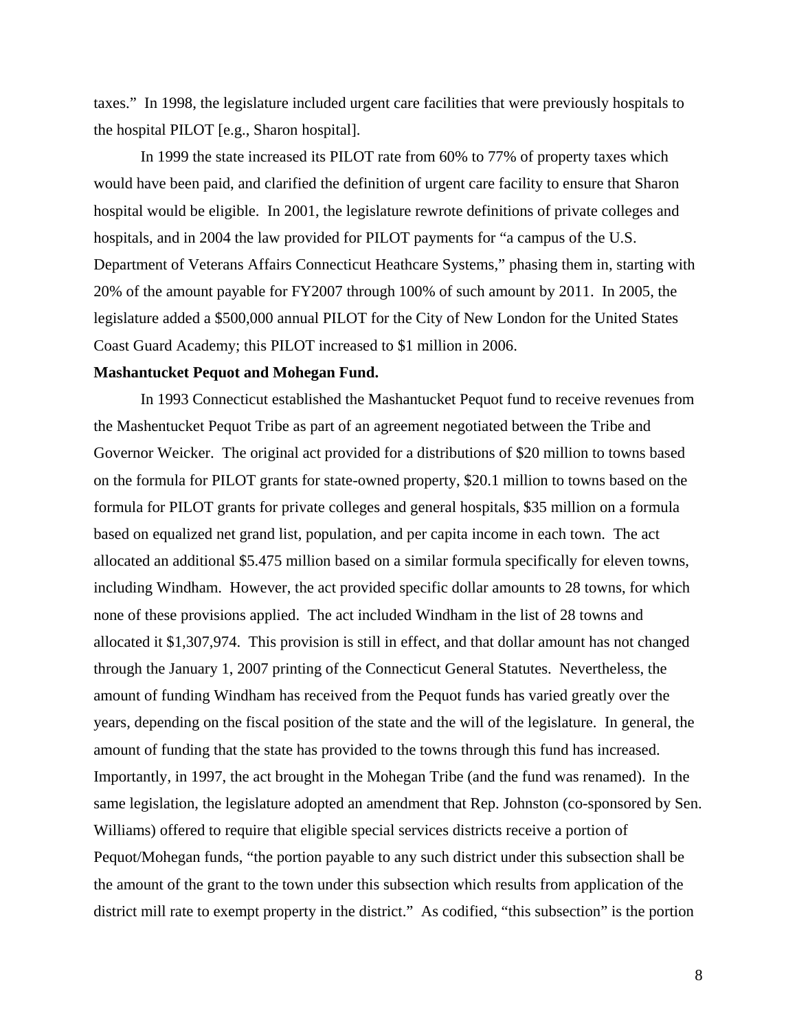taxes." In 1998, the legislature included urgent care facilities that were previously hospitals to the hospital PILOT [e.g., Sharon hospital].

In 1999 the state increased its PILOT rate from 60% to 77% of property taxes which would have been paid, and clarified the definition of urgent care facility to ensure that Sharon hospital would be eligible. In 2001, the legislature rewrote definitions of private colleges and hospitals, and in 2004 the law provided for PILOT payments for "a campus of the U.S. Department of Veterans Affairs Connecticut Heathcare Systems," phasing them in, starting with 20% of the amount payable for FY2007 through 100% of such amount by 2011. In 2005, the legislature added a $500,000 annual PILOT for the City of New London for the United States Coast Guard Academy; this PILOT increased to $1 million in 2006.

**Mashantucket Pequot and Mohegan Fund.**

In 1993 Connecticut established the Mashantucket Pequot fund to receive revenues from the Mashentucket Pequot Tribe as part of an agreement negotiated between the Tribe and Governor Weicker. The original act provided for a distributions of $20 million to towns based on the formula for PILOT grants for state-owned property, $20.1 million to towns based on the formula for PILOT grants for private colleges and general hospitals, $35 million on a formula based on equalized net grand list, population, and per capita income in each town. The act allocated an additional $5.475 million based on a similar formula specifically for eleven towns, including Windham. However, the act provided specific dollar amounts to 28 towns, for which none of these provisions applied. The act included Windham in the list of 28 towns and allocated it $1,307,974. This provision is still in effect, and that dollar amount has not changed through the January 1, 2007 printing of the Connecticut General Statutes. Nevertheless, the amount of funding Windham has received from the Pequot funds has varied greatly over the years, depending on the fiscal position of the state and the will of the legislature. In general, the amount of funding that the state has provided to the towns through this fund has increased. Importantly, in 1997, the act brought in the Mohegan Tribe (and the fund was renamed). In the same legislation, the legislature adopted an amendment that Rep. Johnston (co-sponsored by Sen. Williams) offered to require that eligible special services districts receive a portion of Pequot/Mohegan funds, "the portion payable to any such district under this subsection shall be the amount of the grant to the town under this subsection which results from application of the district mill rate to exempt property in the district." As codified, "this subsection" is the portion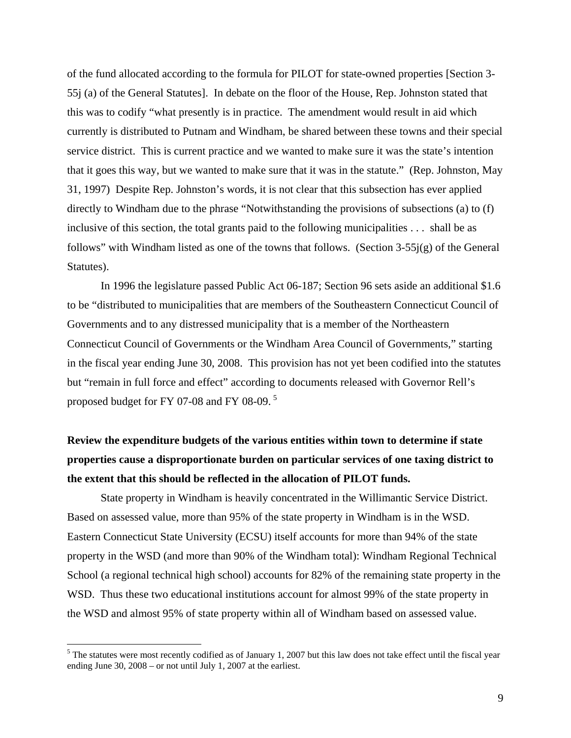of the fund allocated according to the formula for PILOT for state-owned properties [Section 3-55j (a) of the General Statutes]. In debate on the floor of the House, Rep. Johnston stated that this was to codify "what presently is in practice. The amendment would result in aid which currently is distributed to Putnam and Windham, be shared between these towns and their special service district. This is current practice and we wanted to make sure it was the state's intention that it goes this way, but we wanted to make sure that it was in the statute." (Rep. Johnston, May 31, 1997) Despite Rep. Johnston's words, it is not clear that this subsection has ever applied directly to Windham due to the phrase "Notwithstanding the provisions of subsections (a) to (f) inclusive of this section, the total grants paid to the following municipalities . . . shall be as follows" with Windham listed as one of the towns that follows. (Section 3-55j(g) of the General Statutes).

In 1996 the legislature passed Public Act 06-187; Section 96 sets aside an additional $1.6 to be "distributed to municipalities that are members of the Southeastern Connecticut Council of Governments and to any distressed municipality that is a member of the Northeastern Connecticut Council of Governments or the Windham Area Council of Governments," starting in the fiscal year ending June 30, 2008. This provision has not yet been codified into the statutes but "remain in full force and effect" according to documents released with Governor Rell's proposed budget for FY 07-08 and FY 08-09. [5]

**Review the expenditure budgets of the various entities within town to determine if state properties cause a disproportionate burden on particular services of one taxing district to the extent that this should be reflected in the allocation of PILOT funds.**

State property in Windham is heavily concentrated in the Willimantic Service District. Based on assessed value, more than 95% of the state property in Windham is in the WSD. Eastern Connecticut State University (ECSU) itself accounts for more than 94% of the state property in the WSD (and more than 90% of the Windham total): Windham Regional Technical School (a regional technical high school) accounts for 82% of the remaining state property in the WSD. Thus these two educational institutions account for almost 99% of the state property in the WSD and almost 95% of state property within all of Windham based on assessed value.

[5] The statutes were most recently codified as of January 1, 2007 but this law does not take effect until the fiscal year ending June 30, 2008 – or not until July 1, 2007 at the earliest.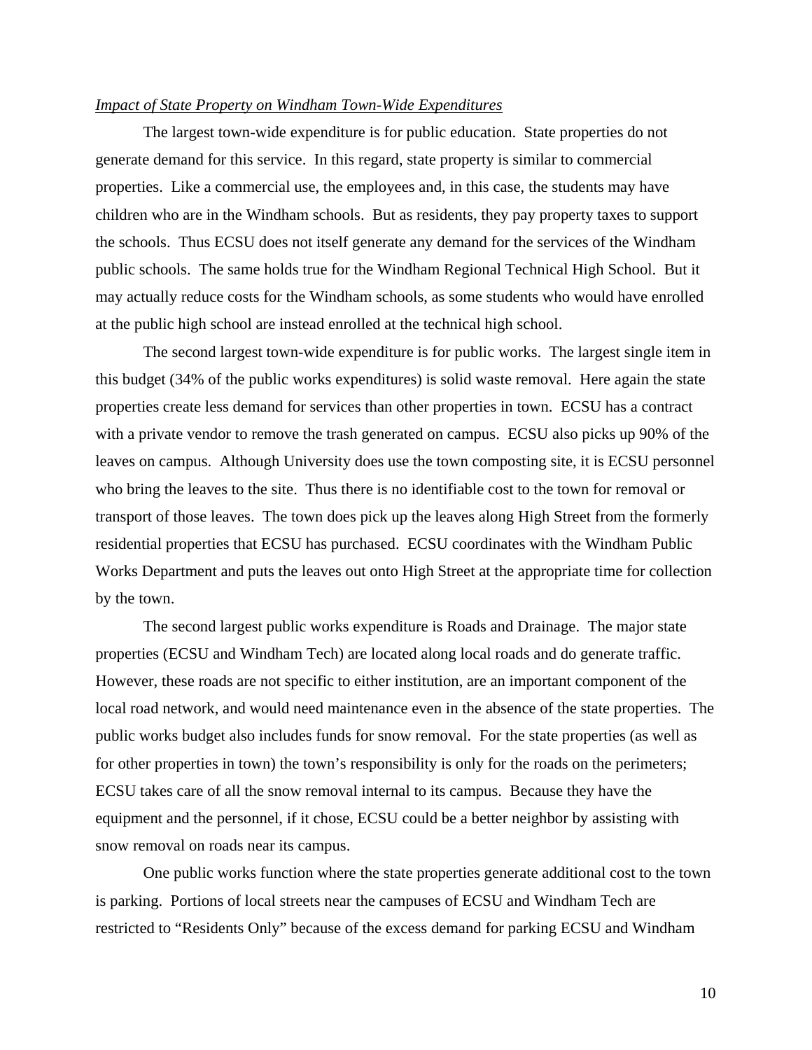*Impact of State Property on Windham Town-Wide Expenditures*

The largest town-wide expenditure is for public education. State properties do not generate demand for this service. In this regard, state property is similar to commercial properties. Like a commercial use, the employees and, in this case, the students may have children who are in the Windham schools. But as residents, they pay property taxes to support the schools. Thus ECSU does not itself generate any demand for the services of the Windham public schools. The same holds true for the Windham Regional Technical High School. But it may actually reduce costs for the Windham schools, as some students who would have enrolled at the public high school are instead enrolled at the technical high school.

The second largest town-wide expenditure is for public works. The largest single item in this budget (34% of the public works expenditures) is solid waste removal. Here again the state properties create less demand for services than other properties in town. ECSU has a contract with a private vendor to remove the trash generated on campus. ECSU also picks up 90% of the leaves on campus. Although University does use the town composting site, it is ECSU personnel who bring the leaves to the site. Thus there is no identifiable cost to the town for removal or transport of those leaves. The town does pick up the leaves along High Street from the formerly residential properties that ECSU has purchased. ECSU coordinates with the Windham Public Works Department and puts the leaves out onto High Street at the appropriate time for collection by the town.

The second largest public works expenditure is Roads and Drainage. The major state properties (ECSU and Windham Tech) are located along local roads and do generate traffic. However, these roads are not specific to either institution, are an important component of the local road network, and would need maintenance even in the absence of the state properties. The public works budget also includes funds for snow removal. For the state properties (as well as for other properties in town) the town's responsibility is only for the roads on the perimeters; ECSU takes care of all the snow removal internal to its campus. Because they have the equipment and the personnel, if it chose, ECSU could be a better neighbor by assisting with snow removal on roads near its campus.

One public works function where the state properties generate additional cost to the town is parking. Portions of local streets near the campuses of ECSU and Windham Tech are restricted to "Residents Only" because of the excess demand for parking ECSU and Windham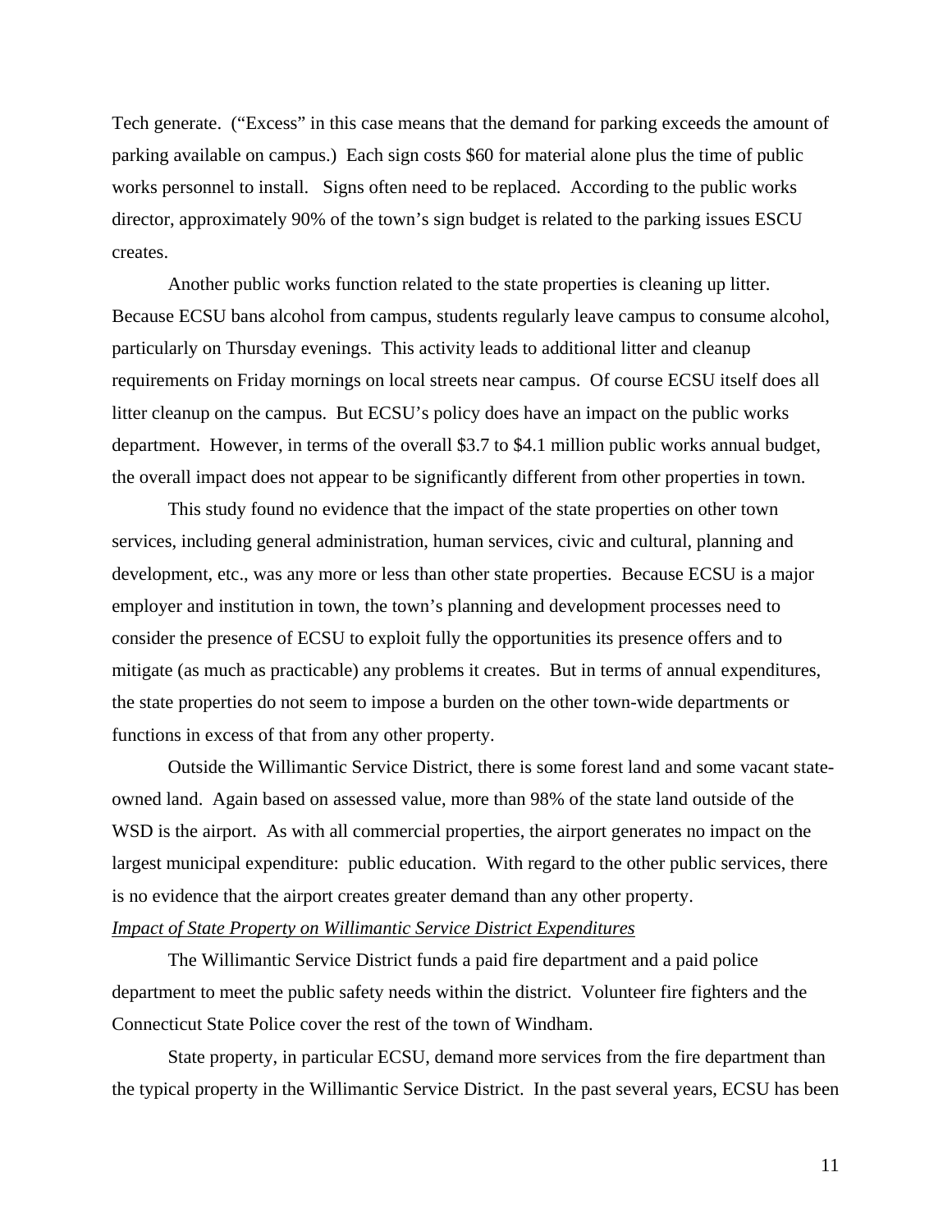Tech generate. ("Excess" in this case means that the demand for parking exceeds the amount of parking available on campus.) Each sign costs $60 for material alone plus the time of public works personnel to install. Signs often need to be replaced. According to the public works director, approximately 90% of the town's sign budget is related to the parking issues ESCU creates.

Another public works function related to the state properties is cleaning up litter. Because ECSU bans alcohol from campus, students regularly leave campus to consume alcohol, particularly on Thursday evenings. This activity leads to additional litter and cleanup requirements on Friday mornings on local streets near campus. Of course ECSU itself does all litter cleanup on the campus. But ECSU's policy does have an impact on the public works department. However, in terms of the overall $3.7 to $4.1 million public works annual budget, the overall impact does not appear to be significantly different from other properties in town.

This study found no evidence that the impact of the state properties on other town services, including general administration, human services, civic and cultural, planning and development, etc., was any more or less than other state properties. Because ECSU is a major employer and institution in town, the town's planning and development processes need to consider the presence of ECSU to exploit fully the opportunities its presence offers and to mitigate (as much as practicable) any problems it creates. But in terms of annual expenditures, the state properties do not seem to impose a burden on the other town-wide departments or functions in excess of that from any other property.

Outside the Willimantic Service District, there is some forest land and some vacant state-owned land. Again based on assessed value, more than 98% of the state land outside of the WSD is the airport. As with all commercial properties, the airport generates no impact on the largest municipal expenditure: public education. With regard to the other public services, there is no evidence that the airport creates greater demand than any other property.

*Impact of State Property on Willimantic Service District Expenditures*

The Willimantic Service District funds a paid fire department and a paid police department to meet the public safety needs within the district. Volunteer fire fighters and the Connecticut State Police cover the rest of the town of Windham.

State property, in particular ECSU, demand more services from the fire department than the typical property in the Willimantic Service District. In the past several years, ECSU has been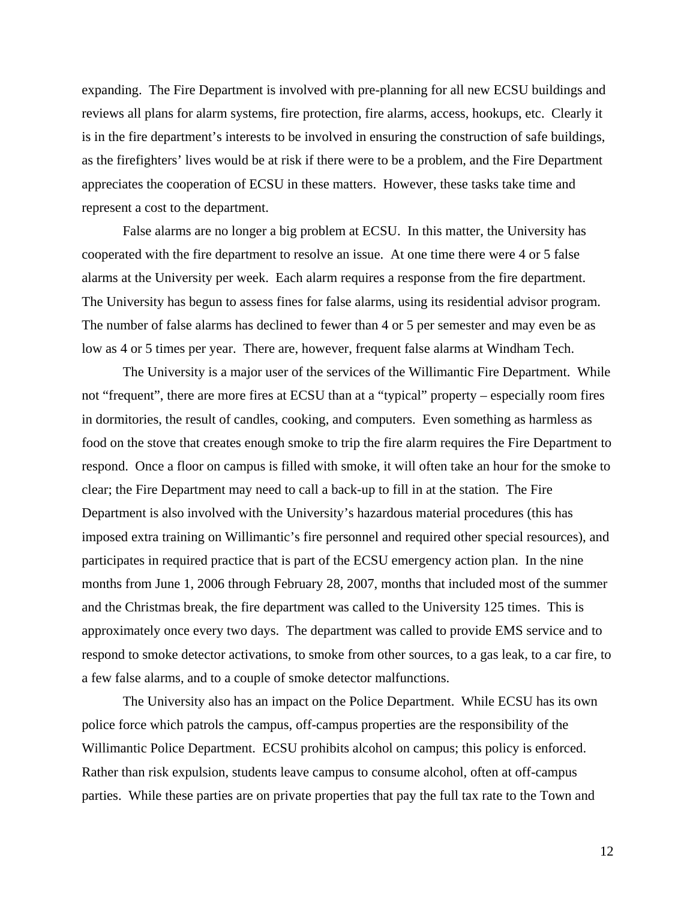expanding. The Fire Department is involved with pre-planning for all new ECSU buildings and reviews all plans for alarm systems, fire protection, fire alarms, access, hookups, etc. Clearly it is in the fire department's interests to be involved in ensuring the construction of safe buildings, as the firefighters' lives would be at risk if there were to be a problem, and the Fire Department appreciates the cooperation of ECSU in these matters. However, these tasks take time and represent a cost to the department.

False alarms are no longer a big problem at ECSU. In this matter, the University has cooperated with the fire department to resolve an issue. At one time there were 4 or 5 false alarms at the University per week. Each alarm requires a response from the fire department. The University has begun to assess fines for false alarms, using its residential advisor program. The number of false alarms has declined to fewer than 4 or 5 per semester and may even be as low as 4 or 5 times per year. There are, however, frequent false alarms at Windham Tech.

The University is a major user of the services of the Willimantic Fire Department. While not "frequent", there are more fires at ECSU than at a "typical" property – especially room fires in dormitories, the result of candles, cooking, and computers. Even something as harmless as food on the stove that creates enough smoke to trip the fire alarm requires the Fire Department to respond. Once a floor on campus is filled with smoke, it will often take an hour for the smoke to clear; the Fire Department may need to call a back-up to fill in at the station. The Fire Department is also involved with the University's hazardous material procedures (this has imposed extra training on Willimantic's fire personnel and required other special resources), and participates in required practice that is part of the ECSU emergency action plan. In the nine months from June 1, 2006 through February 28, 2007, months that included most of the summer and the Christmas break, the fire department was called to the University 125 times. This is approximately once every two days. The department was called to provide EMS service and to respond to smoke detector activations, to smoke from other sources, to a gas leak, to a car fire, to a few false alarms, and to a couple of smoke detector malfunctions.

The University also has an impact on the Police Department. While ECSU has its own police force which patrols the campus, off-campus properties are the responsibility of the Willimantic Police Department. ECSU prohibits alcohol on campus; this policy is enforced. Rather than risk expulsion, students leave campus to consume alcohol, often at off-campus parties. While these parties are on private properties that pay the full tax rate to the Town and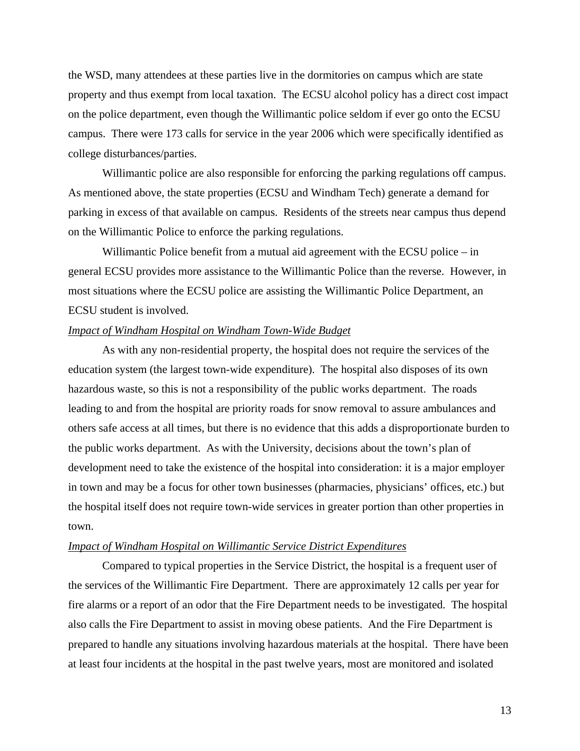the WSD, many attendees at these parties live in the dormitories on campus which are state property and thus exempt from local taxation. The ECSU alcohol policy has a direct cost impact on the police department, even though the Willimantic police seldom if ever go onto the ECSU campus. There were 173 calls for service in the year 2006 which were specifically identified as college disturbances/parties.

Willimantic police are also responsible for enforcing the parking regulations off campus. As mentioned above, the state properties (ECSU and Windham Tech) generate a demand for parking in excess of that available on campus. Residents of the streets near campus thus depend on the Willimantic Police to enforce the parking regulations.

Willimantic Police benefit from a mutual aid agreement with the ECSU police – in general ECSU provides more assistance to the Willimantic Police than the reverse. However, in most situations where the ECSU police are assisting the Willimantic Police Department, an ECSU student is involved.

*Impact of Windham Hospital on Windham Town-Wide Budget*

As with any non-residential property, the hospital does not require the services of the education system (the largest town-wide expenditure). The hospital also disposes of its own hazardous waste, so this is not a responsibility of the public works department. The roads leading to and from the hospital are priority roads for snow removal to assure ambulances and others safe access at all times, but there is no evidence that this adds a disproportionate burden to the public works department. As with the University, decisions about the town's plan of development need to take the existence of the hospital into consideration: it is a major employer in town and may be a focus for other town businesses (pharmacies, physicians' offices, etc.) but the hospital itself does not require town-wide services in greater portion than other properties in town.

*Impact of Windham Hospital on Willimantic Service District Expenditures*

Compared to typical properties in the Service District, the hospital is a frequent user of the services of the Willimantic Fire Department. There are approximately 12 calls per year for fire alarms or a report of an odor that the Fire Department needs to be investigated. The hospital also calls the Fire Department to assist in moving obese patients. And the Fire Department is prepared to handle any situations involving hazardous materials at the hospital. There have been at least four incidents at the hospital in the past twelve years, most are monitored and isolated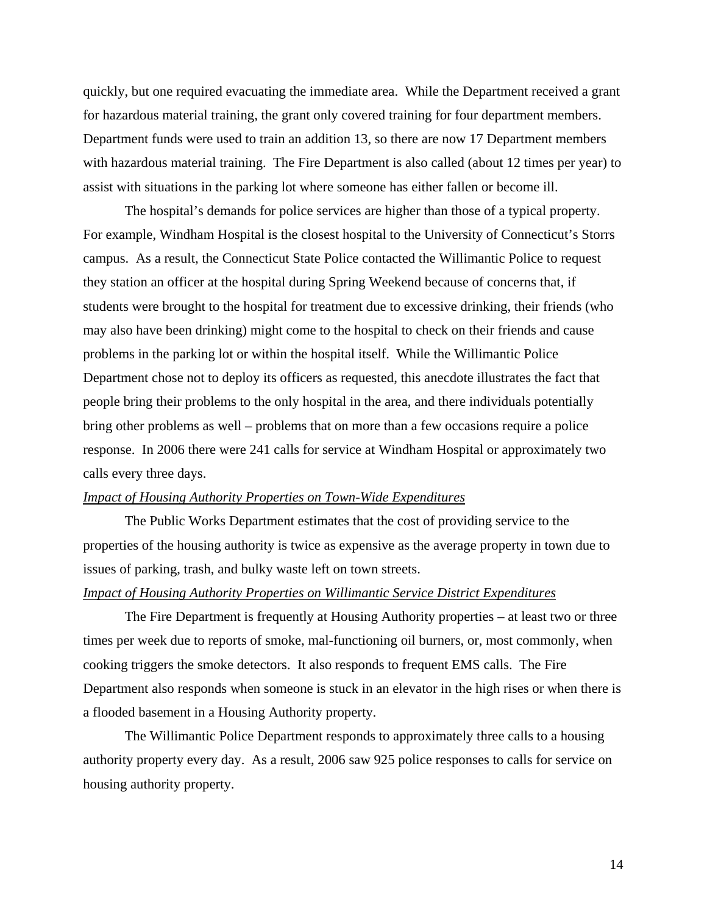quickly, but one required evacuating the immediate area. While the Department received a grant for hazardous material training, the grant only covered training for four department members. Department funds were used to train an addition 13, so there are now 17 Department members with hazardous material training. The Fire Department is also called (about 12 times per year) to assist with situations in the parking lot where someone has either fallen or become ill.

The hospital's demands for police services are higher than those of a typical property. For example, Windham Hospital is the closest hospital to the University of Connecticut's Storrs campus. As a result, the Connecticut State Police contacted the Willimantic Police to request they station an officer at the hospital during Spring Weekend because of concerns that, if students were brought to the hospital for treatment due to excessive drinking, their friends (who may also have been drinking) might come to the hospital to check on their friends and cause problems in the parking lot or within the hospital itself. While the Willimantic Police Department chose not to deploy its officers as requested, this anecdote illustrates the fact that people bring their problems to the only hospital in the area, and there individuals potentially bring other problems as well – problems that on more than a few occasions require a police response. In 2006 there were 241 calls for service at Windham Hospital or approximately two calls every three days.

*Impact of Housing Authority Properties on Town-Wide Expenditures*

The Public Works Department estimates that the cost of providing service to the properties of the housing authority is twice as expensive as the average property in town due to issues of parking, trash, and bulky waste left on town streets.

*Impact of Housing Authority Properties on Willimantic Service District Expenditures*

The Fire Department is frequently at Housing Authority properties – at least two or three times per week due to reports of smoke, mal-functioning oil burners, or, most commonly, when cooking triggers the smoke detectors. It also responds to frequent EMS calls. The Fire Department also responds when someone is stuck in an elevator in the high rises or when there is a flooded basement in a Housing Authority property.

The Willimantic Police Department responds to approximately three calls to a housing authority property every day. As a result, 2006 saw 925 police responses to calls for service on housing authority property.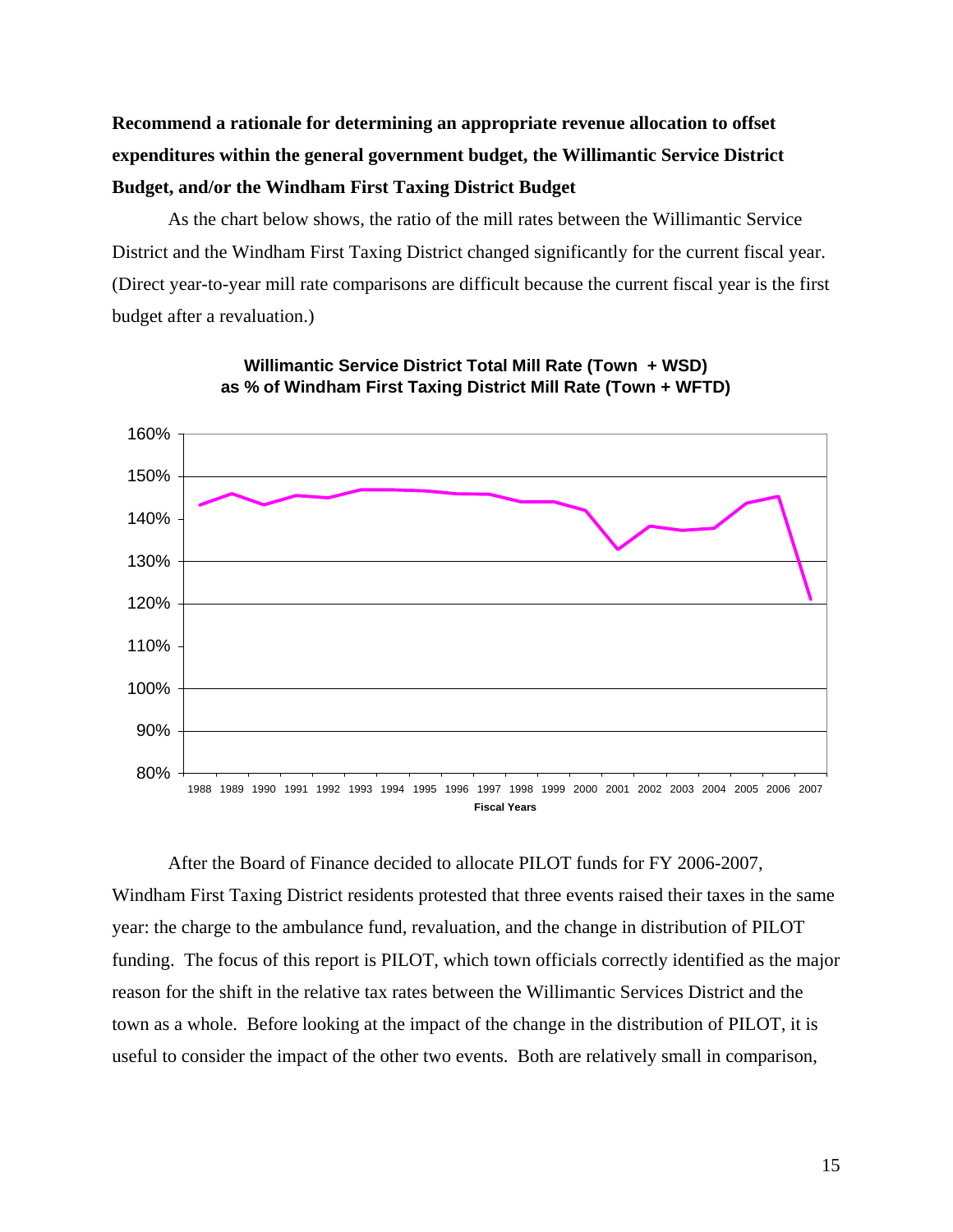**Recommend a rationale for determining an appropriate revenue allocation to offset expenditures within the general government budget, the Willimantic Service District Budget, and/or the Windham First Taxing District Budget**

As the chart below shows, the ratio of the mill rates between the Willimantic Service District and the Windham First Taxing District changed significantly for the current fiscal year. (Direct year-to-year mill rate comparisons are difficult because the current fiscal year is the first budget after a revaluation.)

**Willimantic Service District Total Mill Rate (Town + WSD) as % of Windham First Taxing District Mill Rate (Town + WFTD)**

After the Board of Finance decided to allocate PILOT funds for FY 2006-2007, Windham First Taxing District residents protested that three events raised their taxes in the same year: the charge to the ambulance fund, revaluation, and the change in distribution of PILOT funding. The focus of this report is PILOT, which town officials correctly identified as the major reason for the shift in the relative tax rates between the Willimantic Services District and the town as a whole. Before looking at the impact of the change in the distribution of PILOT, it is useful to consider the impact of the other two events. Both are relatively small in comparison,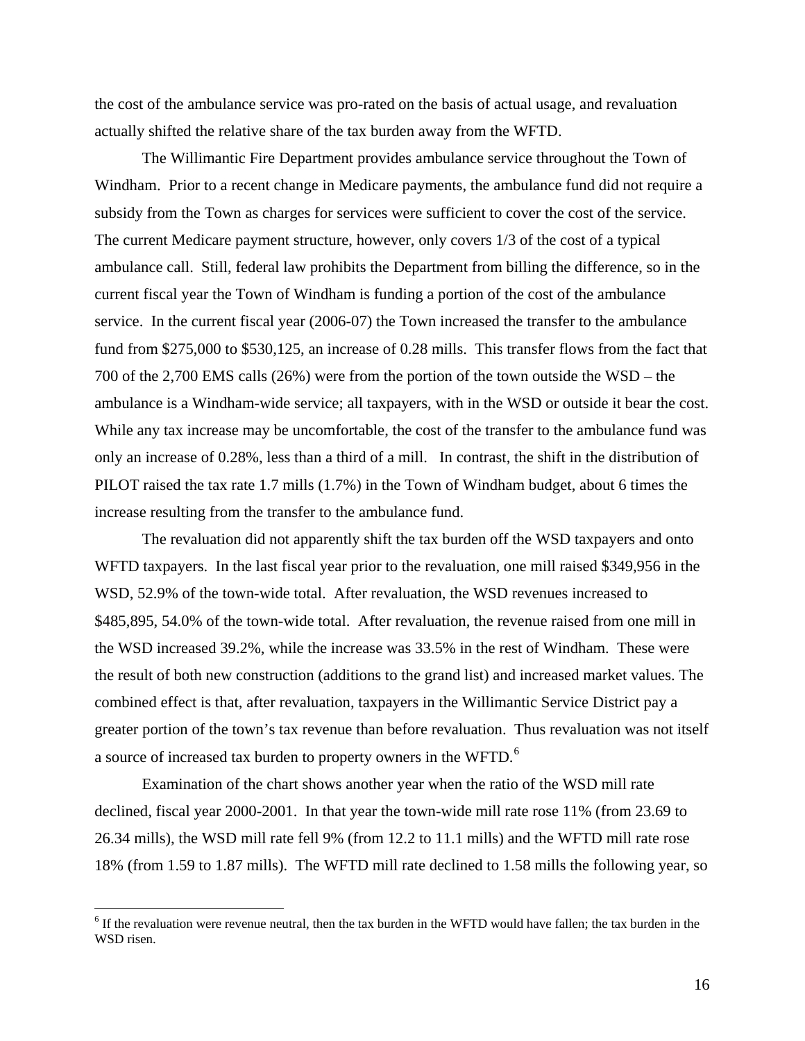the cost of the ambulance service was pro-rated on the basis of actual usage, and revaluation actually shifted the relative share of the tax burden away from the WFTD.

The Willimantic Fire Department provides ambulance service throughout the Town of Windham. Prior to a recent change in Medicare payments, the ambulance fund did not require a subsidy from the Town as charges for services were sufficient to cover the cost of the service. The current Medicare payment structure, however, only covers 1/3 of the cost of a typical ambulance call. Still, federal law prohibits the Department from billing the difference, so in the current fiscal year the Town of Windham is funding a portion of the cost of the ambulance service. In the current fiscal year (2006-07) the Town increased the transfer to the ambulance fund from $275,000 to $530,125, an increase of 0.28 mills. This transfer flows from the fact that 700 of the 2,700 EMS calls (26%) were from the portion of the town outside the WSD – the ambulance is a Windham-wide service; all taxpayers, with in the WSD or outside it bear the cost. While any tax increase may be uncomfortable, the cost of the transfer to the ambulance fund was only an increase of 0.28%, less than a third of a mill. In contrast, the shift in the distribution of PILOT raised the tax rate 1.7 mills (1.7%) in the Town of Windham budget, about 6 times the increase resulting from the transfer to the ambulance fund.

The revaluation did not apparently shift the tax burden off the WSD taxpayers and onto WFTD taxpayers. In the last fiscal year prior to the revaluation, one mill raised $349,956 in the WSD, 52.9% of the town-wide total. After revaluation, the WSD revenues increased to $485,895, 54.0% of the town-wide total. After revaluation, the revenue raised from one mill in the WSD increased 39.2%, while the increase was 33.5% in the rest of Windham. These were the result of both new construction (additions to the grand list) and increased market values. The combined effect is that, after revaluation, taxpayers in the Willimantic Service District pay a greater portion of the town's tax revenue than before revaluation. Thus revaluation was not itself a source of increased tax burden to property owners in the WFTD.[6]

Examination of the chart shows another year when the ratio of the WSD mill rate declined, fiscal year 2000-2001. In that year the town-wide mill rate rose 11% (from 23.69 to 26.34 mills), the WSD mill rate fell 9% (from 12.2 to 11.1 mills) and the WFTD mill rate rose 18% (from 1.59 to 1.87 mills). The WFTD mill rate declined to 1.58 mills the following year, so

[6] If the revaluation were revenue neutral, then the tax burden in the WFTD would have fallen; the tax burden in the WSD risen.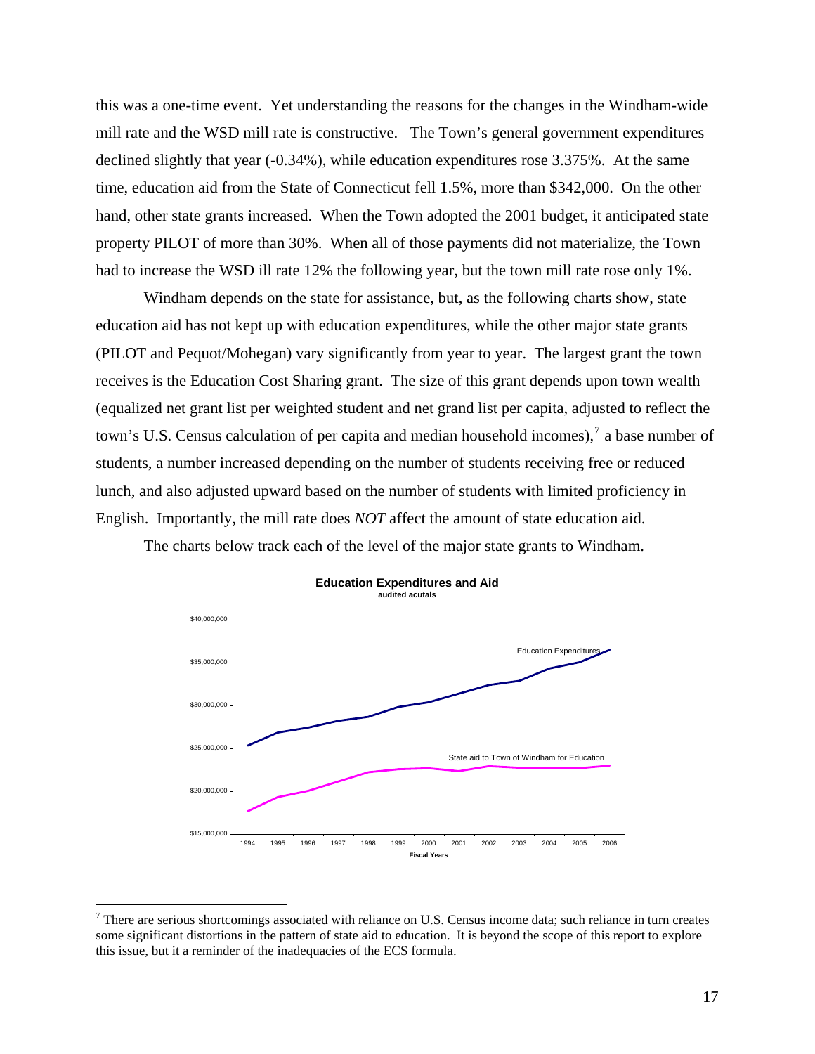this was a one-time event. Yet understanding the reasons for the changes in the Windham-wide mill rate and the WSD mill rate is constructive. The Town's general government expenditures declined slightly that year (-0.34%), while education expenditures rose 3.375%. At the same time, education aid from the State of Connecticut fell 1.5%, more than $342,000. On the other hand, other state grants increased. When the Town adopted the 2001 budget, it anticipated state property PILOT of more than 30%. When all of those payments did not materialize, the Town had to increase the WSD ill rate 12% the following year, but the town mill rate rose only 1%.

Windham depends on the state for assistance, but, as the following charts show, state education aid has not kept up with education expenditures, while the other major state grants (PILOT and Pequot/Mohegan) vary significantly from year to year. The largest grant the town receives is the Education Cost Sharing grant. The size of this grant depends upon town wealth (equalized net grant list per weighted student and net grand list per capita, adjusted to reflect the town's U.S. Census calculation of per capita and median household incomes),[7] a base number of students, a number increased depending on the number of students receiving free or reduced lunch, and also adjusted upward based on the number of students with limited proficiency in English. Importantly, the mill rate does *NOT* affect the amount of state education aid.

The charts below track each of the level of the major state grants to Windham.

**Education Expenditures and Aid**
**audited acutals**

[7] There are serious shortcomings associated with reliance on U.S. Census income data; such reliance in turn creates some significant distortions in the pattern of state aid to education. It is beyond the scope of this report to explore this issue, but it a reminder of the inadequacies of the ECS formula.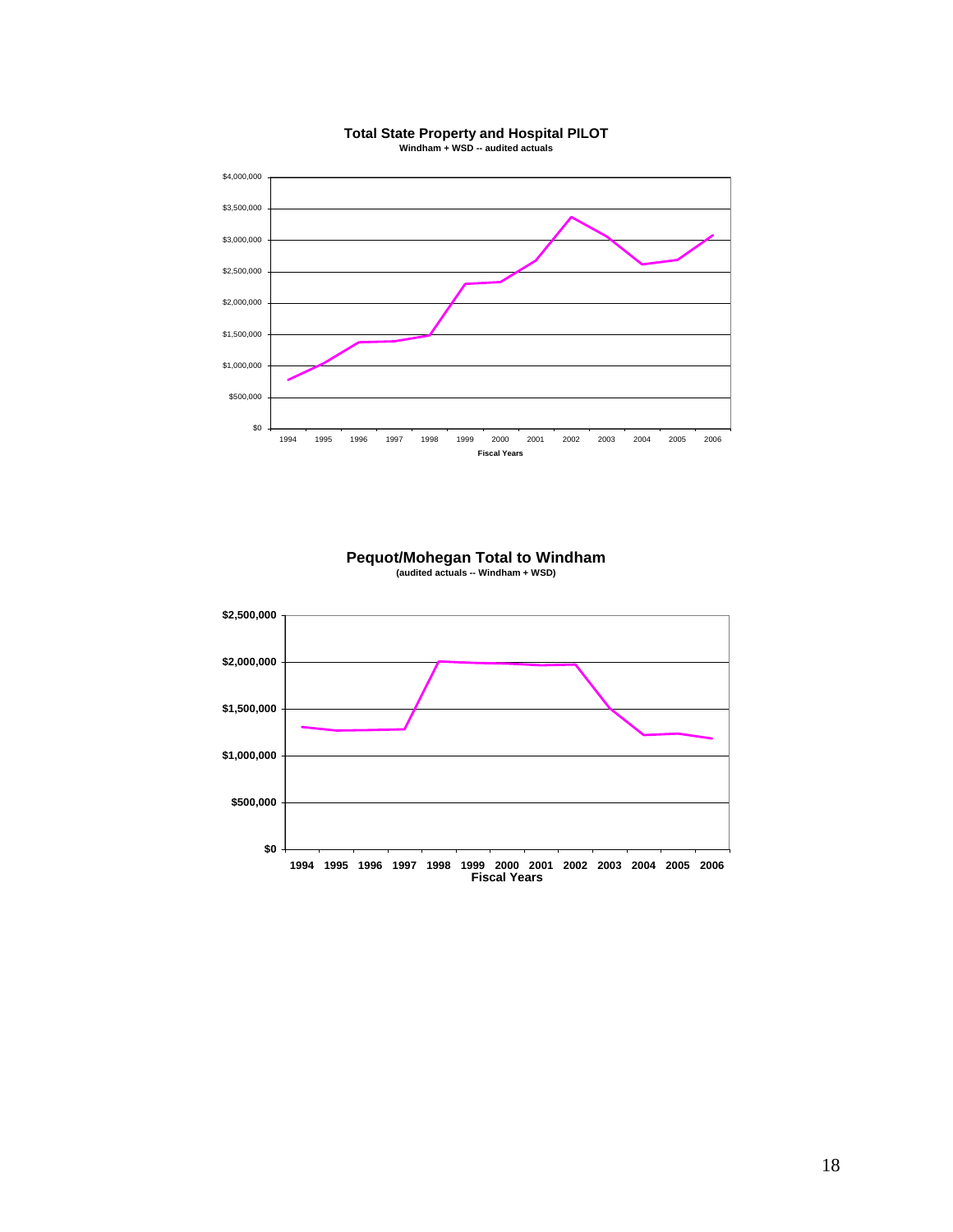**Total State Property and Hospital PILOT**
Windham + WSD -- audited actuals

$4,000,000
$3,500,000
$3,000,000
$2,500,000
$2,000,000
$1,500,000
$1,000,000
$500,000
$0

1994 1995 1996 1997 1998 1999 2000 2001 2002 2003 2004 2005 2006

Fiscal Years

**Pequot/Mohegan Total to Windham**
(audited actuals -- Windham + WSD)

$2,500,000
$2,000,000
$1,500,000
$1,000,000
$500,000
$0

1994 1995 1996 1997 1998 1999 2000 2001 2002 2003 2004 2005 2006

Fiscal Years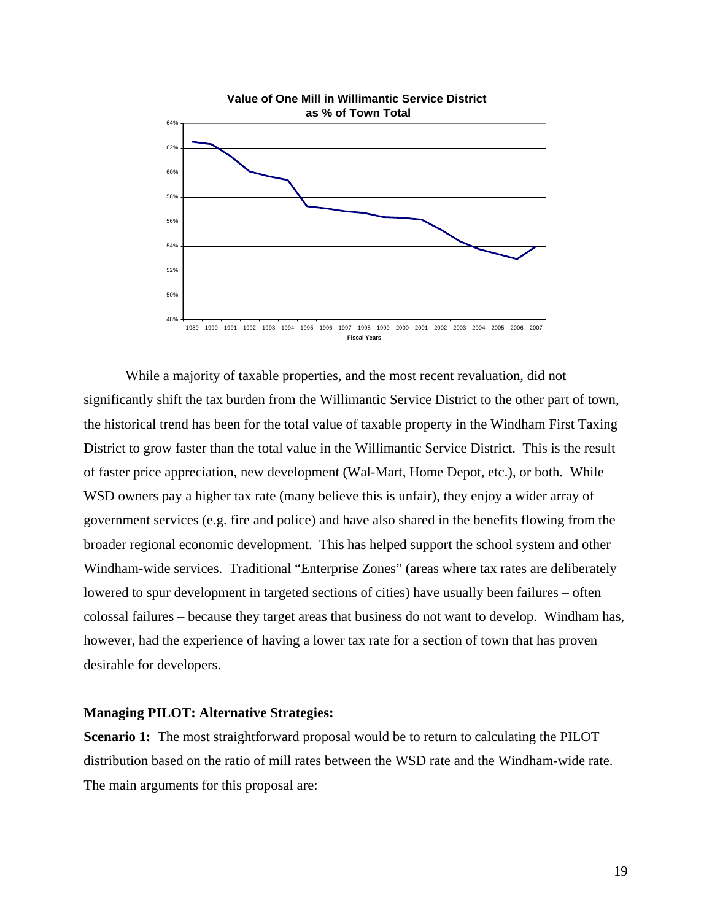**Value of One Mill in Willimantic Service District as % of Town Total**

While a majority of taxable properties, and the most recent revaluation, did not significantly shift the tax burden from the Willimantic Service District to the other part of town, the historical trend has been for the total value of taxable property in the Windham First Taxing District to grow faster than the total value in the Willimantic Service District. This is the result of faster price appreciation, new development (Wal-Mart, Home Depot, etc.), or both. While WSD owners pay a higher tax rate (many believe this is unfair), they enjoy a wider array of government services (e.g. fire and police) and have also shared in the benefits flowing from the broader regional economic development. This has helped support the school system and other Windham-wide services. Traditional "Enterprise Zones" (areas where tax rates are deliberately lowered to spur development in targeted sections of cities) have usually been failures – often colossal failures – because they target areas that business do not want to develop. Windham has, however, had the experience of having a lower tax rate for a section of town that has proven desirable for developers.

**Managing PILOT: Alternative Strategies:**

**Scenario 1:** The most straightforward proposal would be to return to calculating the PILOT distribution based on the ratio of mill rates between the WSD rate and the Windham-wide rate. The main arguments for this proposal are: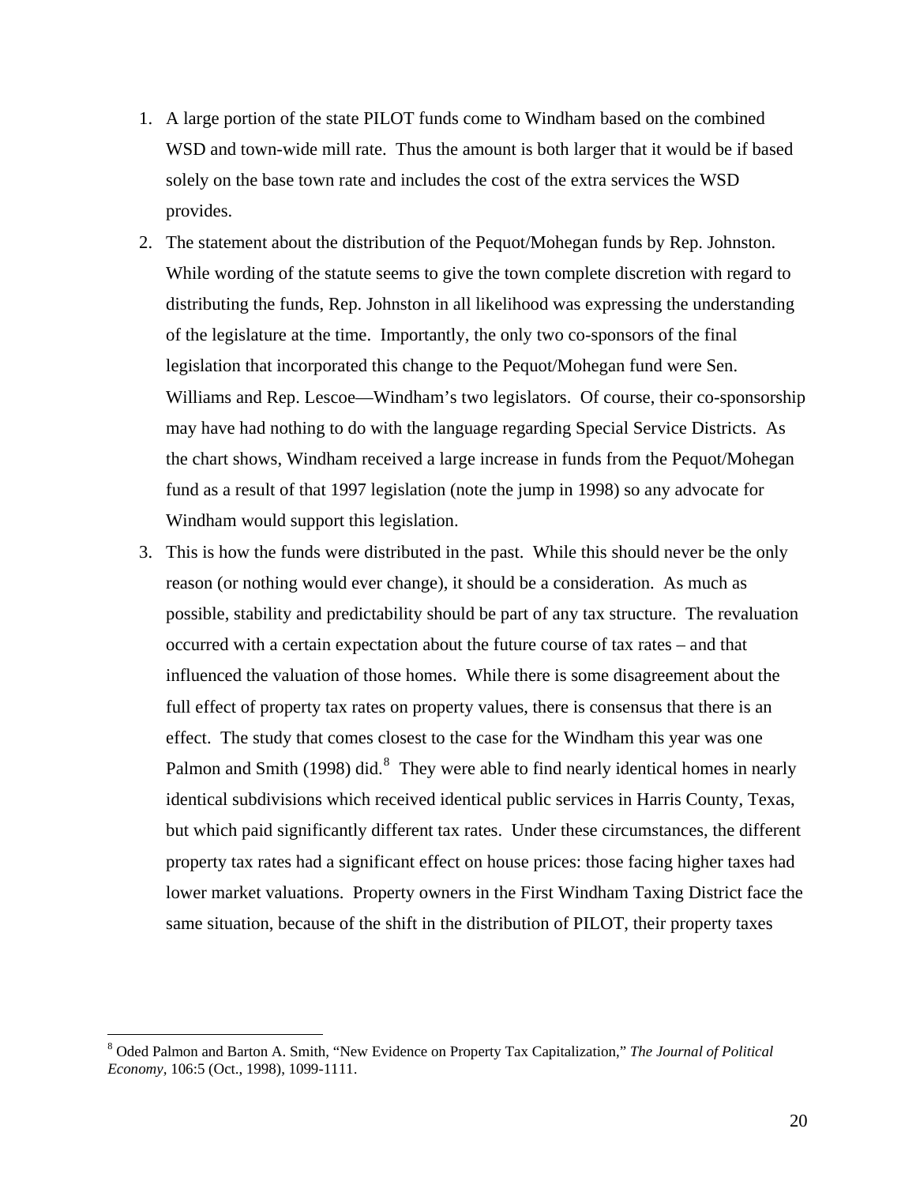1. A large portion of the state PILOT funds come to Windham based on the combined WSD and town-wide mill rate. Thus the amount is both larger that it would be if based solely on the base town rate and includes the cost of the extra services the WSD provides.
2. The statement about the distribution of the Pequot/Mohegan funds by Rep. Johnston. While wording of the statute seems to give the town complete discretion with regard to distributing the funds, Rep. Johnston in all likelihood was expressing the understanding of the legislature at the time. Importantly, the only two co-sponsors of the final legislation that incorporated this change to the Pequot/Mohegan fund were Sen. Williams and Rep. Lescoe—Windham's two legislators. Of course, their co-sponsorship may have had nothing to do with the language regarding Special Service Districts. As the chart shows, Windham received a large increase in funds from the Pequot/Mohegan fund as a result of that 1997 legislation (note the jump in 1998) so any advocate for Windham would support this legislation.
3. This is how the funds were distributed in the past. While this should never be the only reason (or nothing would ever change), it should be a consideration. As much as possible, stability and predictability should be part of any tax structure. The revaluation occurred with a certain expectation about the future course of tax rates – and that influenced the valuation of those homes. While there is some disagreement about the full effect of property tax rates on property values, there is consensus that there is an effect. The study that comes closest to the case for the Windham this year was one Palmon and Smith (1998) did.[8] They were able to find nearly identical homes in nearly identical subdivisions which received identical public services in Harris County, Texas, but which paid significantly different tax rates. Under these circumstances, the different property tax rates had a significant effect on house prices: those facing higher taxes had lower market valuations. Property owners in the First Windham Taxing District face the same situation, because of the shift in the distribution of PILOT, their property taxes

[8] Oded Palmon and Barton A. Smith, "New Evidence on Property Tax Capitalization," *The Journal of Political Economy*, 106:5 (Oct., 1998), 1099-1111.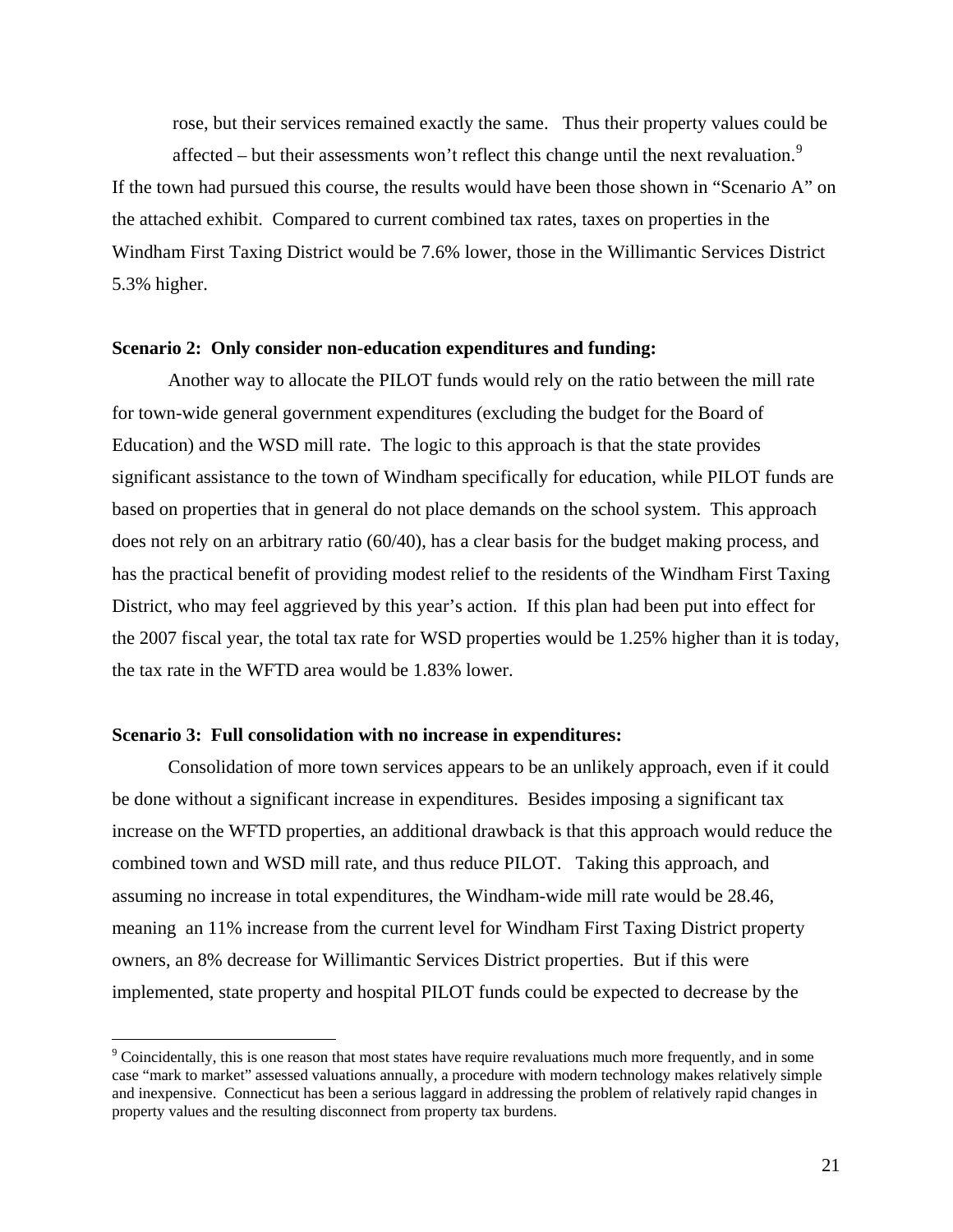> rose, but their services remained exactly the same. Thus their property values could be affected – but their assessments won't reflect this change until the next revaluation.[9]

If the town had pursued this course, the results would have been those shown in "Scenario A" on the attached exhibit. Compared to current combined tax rates, taxes on properties in the Windham First Taxing District would be 7.6% lower, those in the Willimantic Services District 5.3% higher.

**Scenario 2: Only consider non-education expenditures and funding:**

Another way to allocate the PILOT funds would rely on the ratio between the mill rate for town-wide general government expenditures (excluding the budget for the Board of Education) and the WSD mill rate. The logic to this approach is that the state provides significant assistance to the town of Windham specifically for education, while PILOT funds are based on properties that in general do not place demands on the school system. This approach does not rely on an arbitrary ratio (60/40), has a clear basis for the budget making process, and has the practical benefit of providing modest relief to the residents of the Windham First Taxing District, who may feel aggrieved by this year's action. If this plan had been put into effect for the 2007 fiscal year, the total tax rate for WSD properties would be 1.25% higher than it is today, the tax rate in the WFTD area would be 1.83% lower.

**Scenario 3: Full consolidation with no increase in expenditures:**

Consolidation of more town services appears to be an unlikely approach, even if it could be done without a significant increase in expenditures. Besides imposing a significant tax increase on the WFTD properties, an additional drawback is that this approach would reduce the combined town and WSD mill rate, and thus reduce PILOT. Taking this approach, and assuming no increase in total expenditures, the Windham-wide mill rate would be 28.46, meaning an 11% increase from the current level for Windham First Taxing District property owners, an 8% decrease for Willimantic Services District properties. But if this were implemented, state property and hospital PILOT funds could be expected to decrease by the

[9] Coincidentally, this is one reason that most states have require revaluations much more frequently, and in some case "mark to market" assessed valuations annually, a procedure with modern technology makes relatively simple and inexpensive. Connecticut has been a serious laggard in addressing the problem of relatively rapid changes in property values and the resulting disconnect from property tax burdens.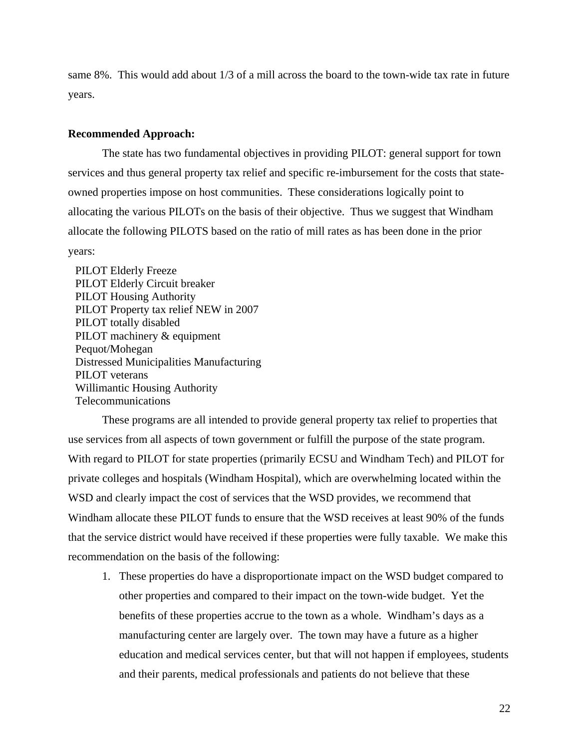same 8%. This would add about 1/3 of a mill across the board to the town-wide tax rate in future years.

**Recommended Approach:**

The state has two fundamental objectives in providing PILOT: general support for town services and thus general property tax relief and specific re-imbursement for the costs that state-owned properties impose on host communities. These considerations logically point to allocating the various PILOTs on the basis of their objective. Thus we suggest that Windham allocate the following PILOTS based on the ratio of mill rates as has been done in the prior years:

PILOT Elderly Freeze
PILOT Elderly Circuit breaker
PILOT Housing Authority
PILOT Property tax relief NEW in 2007
PILOT totally disabled
PILOT machinery & equipment
Pequot/Mohegan
Distressed Municipalities Manufacturing
PILOT veterans
Willimantic Housing Authority
Telecommunications

These programs are all intended to provide general property tax relief to properties that use services from all aspects of town government or fulfill the purpose of the state program. With regard to PILOT for state properties (primarily ECSU and Windham Tech) and PILOT for private colleges and hospitals (Windham Hospital), which are overwhelming located within the WSD and clearly impact the cost of services that the WSD provides, we recommend that Windham allocate these PILOT funds to ensure that the WSD receives at least 90% of the funds that the service district would have received if these properties were fully taxable. We make this recommendation on the basis of the following:

1. These properties do have a disproportionate impact on the WSD budget compared to other properties and compared to their impact on the town-wide budget. Yet the benefits of these properties accrue to the town as a whole. Windham's days as a manufacturing center are largely over. The town may have a future as a higher education and medical services center, but that will not happen if employees, students and their parents, medical professionals and patients do not believe that these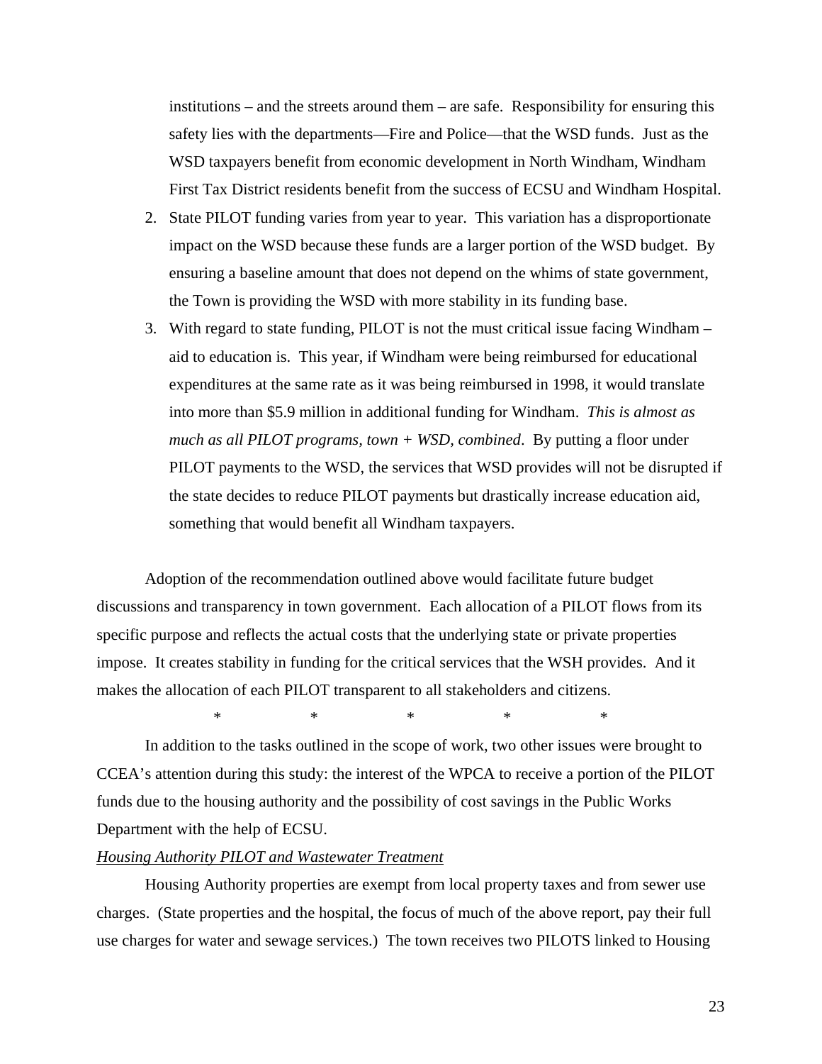institutions – and the streets around them – are safe. Responsibility for ensuring this safety lies with the departments—Fire and Police—that the WSD funds. Just as the WSD taxpayers benefit from economic development in North Windham, Windham First Tax District residents benefit from the success of ECSU and Windham Hospital.

2. State PILOT funding varies from year to year. This variation has a disproportionate impact on the WSD because these funds are a larger portion of the WSD budget. By ensuring a baseline amount that does not depend on the whims of state government, the Town is providing the WSD with more stability in its funding base.
3. With regard to state funding, PILOT is not the must critical issue facing Windham – aid to education is. This year, if Windham were being reimbursed for educational expenditures at the same rate as it was being reimbursed in 1998, it would translate into more than $5.9 million in additional funding for Windham. *This is almost as much as all PILOT programs, town + WSD, combined*. By putting a floor under PILOT payments to the WSD, the services that WSD provides will not be disrupted if the state decides to reduce PILOT payments but drastically increase education aid, something that would benefit all Windham taxpayers.

Adoption of the recommendation outlined above would facilitate future budget discussions and transparency in town government. Each allocation of a PILOT flows from its specific purpose and reflects the actual costs that the underlying state or private properties impose. It creates stability in funding for the critical services that the WSH provides. And it makes the allocation of each PILOT transparent to all stakeholders and citizens.

\* \* \* \* \*

In addition to the tasks outlined in the scope of work, two other issues were brought to CCEA's attention during this study: the interest of the WPCA to receive a portion of the PILOT funds due to the housing authority and the possibility of cost savings in the Public Works Department with the help of ECSU.

*Housing Authority PILOT and Wastewater Treatment*

Housing Authority properties are exempt from local property taxes and from sewer use charges. (State properties and the hospital, the focus of much of the above report, pay their full use charges for water and sewage services.) The town receives two PILOTS linked to Housing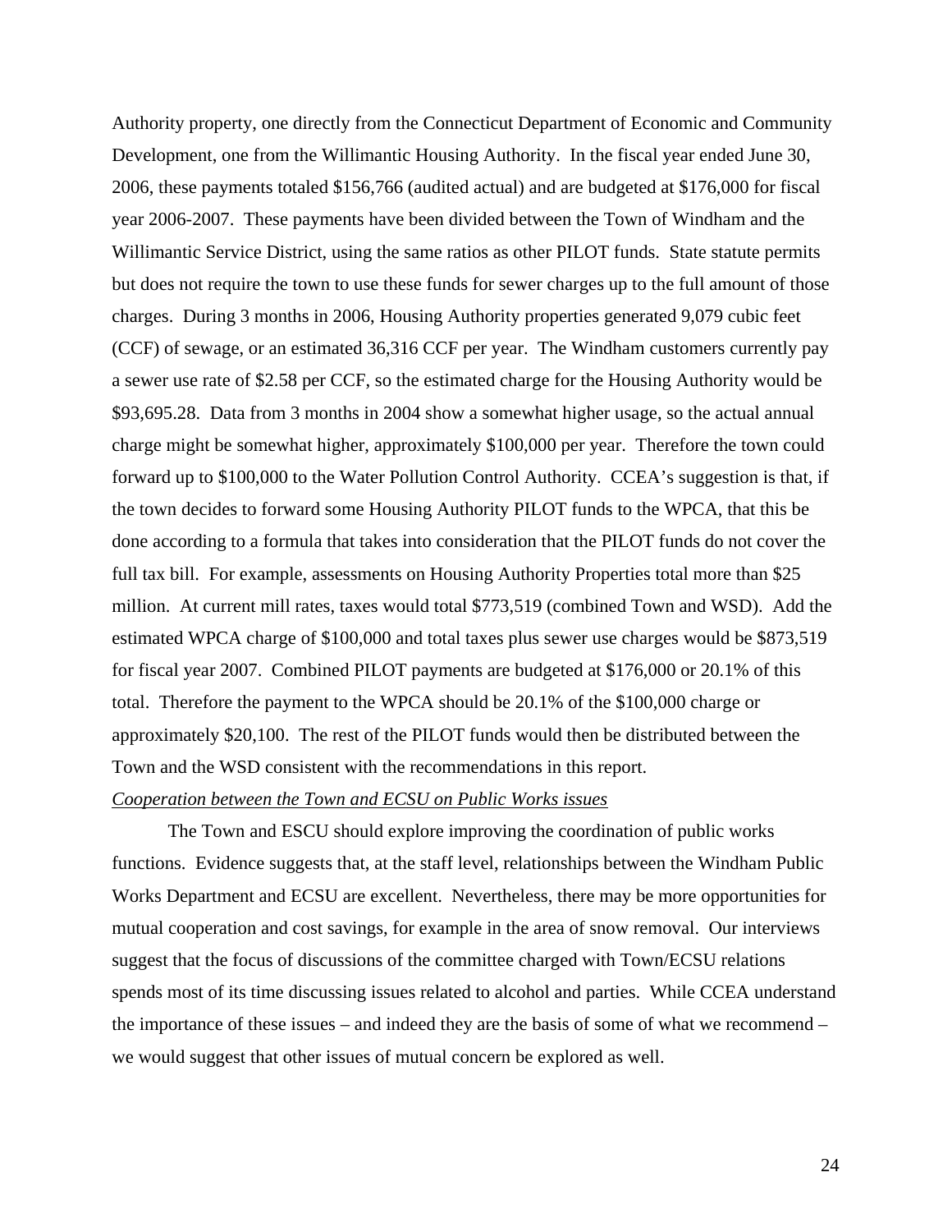Authority property, one directly from the Connecticut Department of Economic and Community Development, one from the Willimantic Housing Authority. In the fiscal year ended June 30, 2006, these payments totaled $156,766 (audited actual) and are budgeted at $176,000 for fiscal year 2006-2007. These payments have been divided between the Town of Windham and the Willimantic Service District, using the same ratios as other PILOT funds. State statute permits but does not require the town to use these funds for sewer charges up to the full amount of those charges. During 3 months in 2006, Housing Authority properties generated 9,079 cubic feet (CCF) of sewage, or an estimated 36,316 CCF per year. The Windham customers currently pay a sewer use rate of $2.58 per CCF, so the estimated charge for the Housing Authority would be $93,695.28. Data from 3 months in 2004 show a somewhat higher usage, so the actual annual charge might be somewhat higher, approximately $100,000 per year. Therefore the town could forward up to $100,000 to the Water Pollution Control Authority. CCEA's suggestion is that, if the town decides to forward some Housing Authority PILOT funds to the WPCA, that this be done according to a formula that takes into consideration that the PILOT funds do not cover the full tax bill. For example, assessments on Housing Authority Properties total more than $25 million. At current mill rates, taxes would total $773,519 (combined Town and WSD). Add the estimated WPCA charge of $100,000 and total taxes plus sewer use charges would be $873,519 for fiscal year 2007. Combined PILOT payments are budgeted at $176,000 or 20.1% of this total. Therefore the payment to the WPCA should be 20.1% of the $100,000 charge or approximately $20,100. The rest of the PILOT funds would then be distributed between the Town and the WSD consistent with the recommendations in this report.

*Cooperation between the Town and ECSU on Public Works issues*

The Town and ESCU should explore improving the coordination of public works functions. Evidence suggests that, at the staff level, relationships between the Windham Public Works Department and ECSU are excellent. Nevertheless, there may be more opportunities for mutual cooperation and cost savings, for example in the area of snow removal. Our interviews suggest that the focus of discussions of the committee charged with Town/ECSU relations spends most of its time discussing issues related to alcohol and parties. While CCEA understand the importance of these issues – and indeed they are the basis of some of what we recommend – we would suggest that other issues of mutual concern be explored as well.